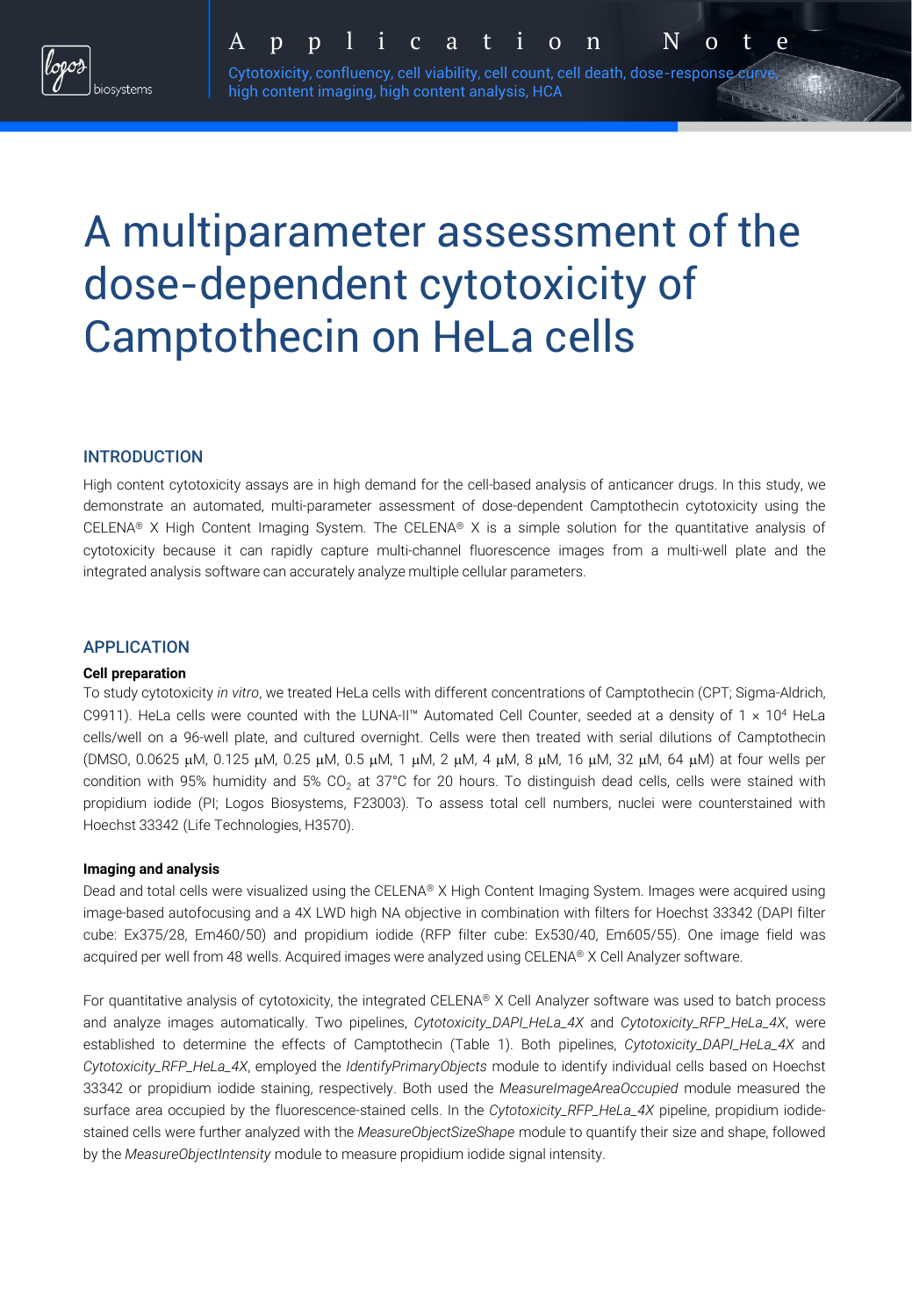Application Note

Cytotoxicity, confluency, cell viability, cell count, cell death, dose-response curve, high content imaging, high content analysis, HCA

# A multiparameter assessment of the dose-dependent cytotoxicity of Camptothecin on HeLa cells

## INTRODUCTION

High content cytotoxicity assays are in high demand for the cell-based analysis of anticancer drugs. In this study, we demonstrate an automated, multi-parameter assessment of dose-dependent Camptothecin cytotoxicity using the CELENA® X High Content Imaging System. The CELENA® X is a simple solution for the quantitative analysis of cytotoxicity because it can rapidly capture multi-channel fluorescence images from a multi-well plate and the integrated analysis software can accurately analyze multiple cellular parameters.

## APPLICATION

### Cell preparation

To study cytotoxicity *in vitro*, we treated HeLa cells with different concentrations of Camptothecin (CPT; Sigma-Aldrich, C9911). HeLa cells were counted with the LUNA-II™ Automated Cell Counter, seeded at a density of $1 \times 10^4$ HeLa cells/well on a 96-well plate, and cultured overnight. Cells were then treated with serial dilutions of Camptothecin (DMSO, 0.0625 μM, 0.125 μM, 0.25 μM, 0.5 μM, 1 μM, 2 μM, 4 μM, 8 μM, 16 μM, 32 μM, 64 μM) at four wells per condition with 95% humidity and 5% $CO_2$ at 37°C for 20 hours. To distinguish dead cells, cells were stained with propidium iodide (PI; Logos Biosystems, F23003). To assess total cell numbers, nuclei were counterstained with Hoechst 33342 (Life Technologies, H3570).

### Imaging and analysis

Dead and total cells were visualized using the CELENA® X High Content Imaging System. Images were acquired using image-based autofocusing and a 4X LWD high NA objective in combination with filters for Hoechst 33342 (DAPI filter cube: Ex375/28, Em460/50) and propidium iodide (RFP filter cube: Ex530/40, Em605/55). One image field was acquired per well from 48 wells. Acquired images were analyzed using CELENA® X Cell Analyzer software.

For quantitative analysis of cytotoxicity, the integrated CELENA® X Cell Analyzer software was used to batch process and analyze images automatically. Two pipelines, *Cytotoxicity_DAPI_HeLa_4X* and *Cytotoxicity_RFP_HeLa_4X*, were established to determine the effects of Camptothecin (Table 1). Both pipelines, *Cytotoxicity_DAPI_HeLa_4X* and *Cytotoxicity_RFP_HeLa_4X*, employed the *IdentifyPrimaryObjects* module to identify individual cells based on Hoechst 33342 or propidium iodide staining, respectively. Both used the *MeasureImageAreaOccupied* module measured the surface area occupied by the fluorescence-stained cells. In the *Cytotoxicity_RFP_HeLa_4X* pipeline, propidium iodide-stained cells were further analyzed with the *MeasureObjectSizeShape* module to quantify their size and shape, followed by the *MeasureObjectIntensity* module to measure propidium iodide signal intensity.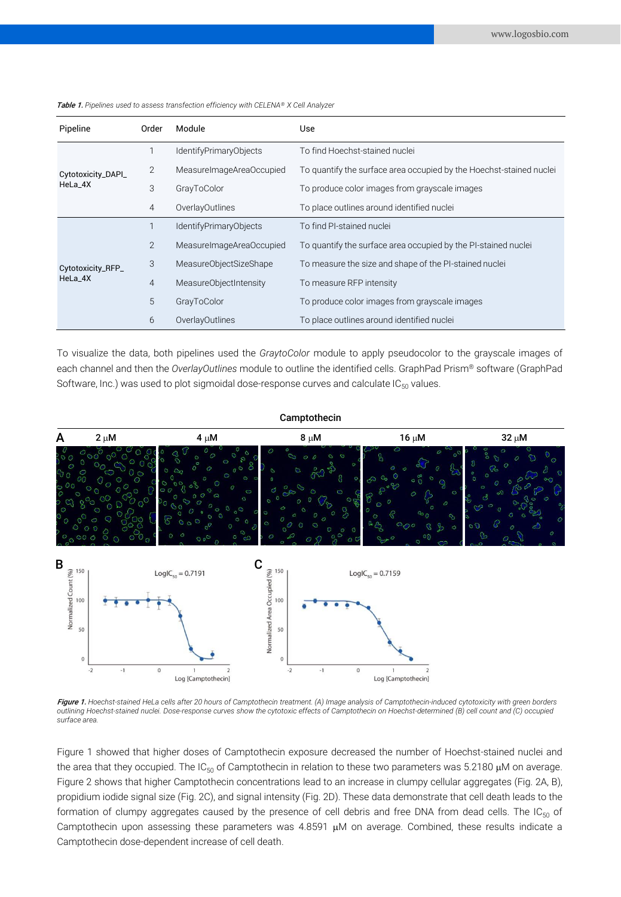***Table 1.*** *Pipelines used to assess transfection efficiency with CELENA® X Cell Analyzer*

| Pipeline | Order | Module | Use |
|---|---|---|---|
| Cytotoxicity_DAPI_HeLa_4X | 1 | IdentifyPrimaryObjects | To find Hoechst-stained nuclei |
| | 2 | MeasureImageAreaOccupied | To quantify the surface area occupied by the Hoechst-stained nuclei |
| | 3 | GrayToColor | To produce color images from grayscale images |
| | 4 | OverlayOutlines | To place outlines around identified nuclei |
| Cytotoxicity_RFP_HeLa_4X | 1 | IdentifyPrimaryObjects | To find PI-stained nuclei |
| | 2 | MeasureImageAreaOccupied | To quantify the surface area occupied by the PI-stained nuclei |
| | 3 | MeasureObjectSizeShape | To measure the size and shape of the PI-stained nuclei |
| | 4 | MeasureObjectIntensity | To measure RFP intensity |
| | 5 | GrayToColor | To produce color images from grayscale images |
| | 6 | OverlayOutlines | To place outlines around identified nuclei |

To visualize the data, both pipelines used the *GraytoColor* module to apply pseudocolor to the grayscale images of each channel and then the *OverlayOutlines* module to outline the identified cells. GraphPad Prism® software (GraphPad Software, Inc.) was used to plot sigmoidal dose-response curves and calculate $IC_{50}$ values.

***Figure 1.*** *Hoechst-stained HeLa cells after 20 hours of Camptothecin treatment. (A) Image analysis of Camptothecin-induced cytotoxicity with green borders outlining Hoechst-stained nuclei. Dose-response curves show the cytotoxic effects of Camptothecin on Hoechst-determined (B) cell count and (C) occupied surface area.*

Figure 1 showed that higher doses of Camptothecin exposure decreased the number of Hoechst-stained nuclei and the area that they occupied. The $IC_{50}$ of Camptothecin in relation to these two parameters was 5.2180 μM on average. Figure 2 shows that higher Camptothecin concentrations lead to an increase in clumpy cellular aggregates (Fig. 2A, B), propidium iodide signal size (Fig. 2C), and signal intensity (Fig. 2D). These data demonstrate that cell death leads to the formation of clumpy aggregates caused by the presence of cell debris and free DNA from dead cells. The $IC_{50}$ of Camptothecin upon assessing these parameters was 4.8591 μM on average. Combined, these results indicate a Camptothecin dose-dependent increase of cell death.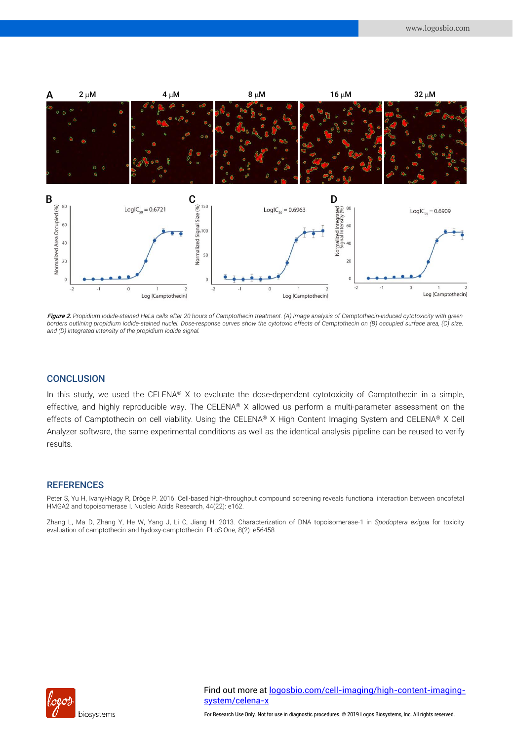A

2 μM

4 μM

8 μM

16 μM

32 μM

B

Normalized Area Occupied (%)

$\text{LogIC}_{50} = 0.6721$

Log [Camptothecin]

C

Normalized Signal Size (%)

$\text{LogIC}_{50} = 0.6963$

Log [Camptothecin]

D

Normalized Integrated Signal Intensity (%)

$\text{LogIC}_{50} = 0.6909$

Log [Camptothecin]

***Figure 2.*** *Propidium iodide-stained HeLa cells after 20 hours of Camptothecin treatment. (A) Image analysis of Camptothecin-induced cytotoxicity with green borders outlining propidium iodide-stained nuclei. Dose-response curves show the cytotoxic effects of Camptothecin on (B) occupied surface area, (C) size, and (D) integrated intensity of the propidium iodide signal.*

## CONCLUSION

In this study, we used the CELENA® X to evaluate the dose-dependent cytotoxicity of Camptothecin in a simple, effective, and highly reproducible way. The CELENA® X allowed us perform a multi-parameter assessment on the effects of Camptothecin on cell viability. Using the CELENA® X High Content Imaging System and CELENA® X Cell Analyzer software, the same experimental conditions as well as the identical analysis pipeline can be reused to verify results.

## REFERENCES

Peter S, Yu H, Ivanyi-Nagy R, Dröge P. 2016. Cell-based high-throughput compound screening reveals functional interaction between oncofetal HMGA2 and topoisomerase I. Nucleic Acids Research, 44(22): e162.

Zhang L, Ma D, Zhang Y, He W, Yang J, Li C, Jiang H. 2013. Characterization of DNA topoisomerase-1 in *Spodoptera exigua* for toxicity evaluation of camptothecin and hydoxy-camptothecin. PLoS One, 8(2): e56458.

Find out more at logosbio.com/cell-imaging/high-content-imaging-system/celena-x

For Research Use Only. Not for use in diagnostic procedures. © 2019 Logos Biosystems, Inc. All rights reserved.